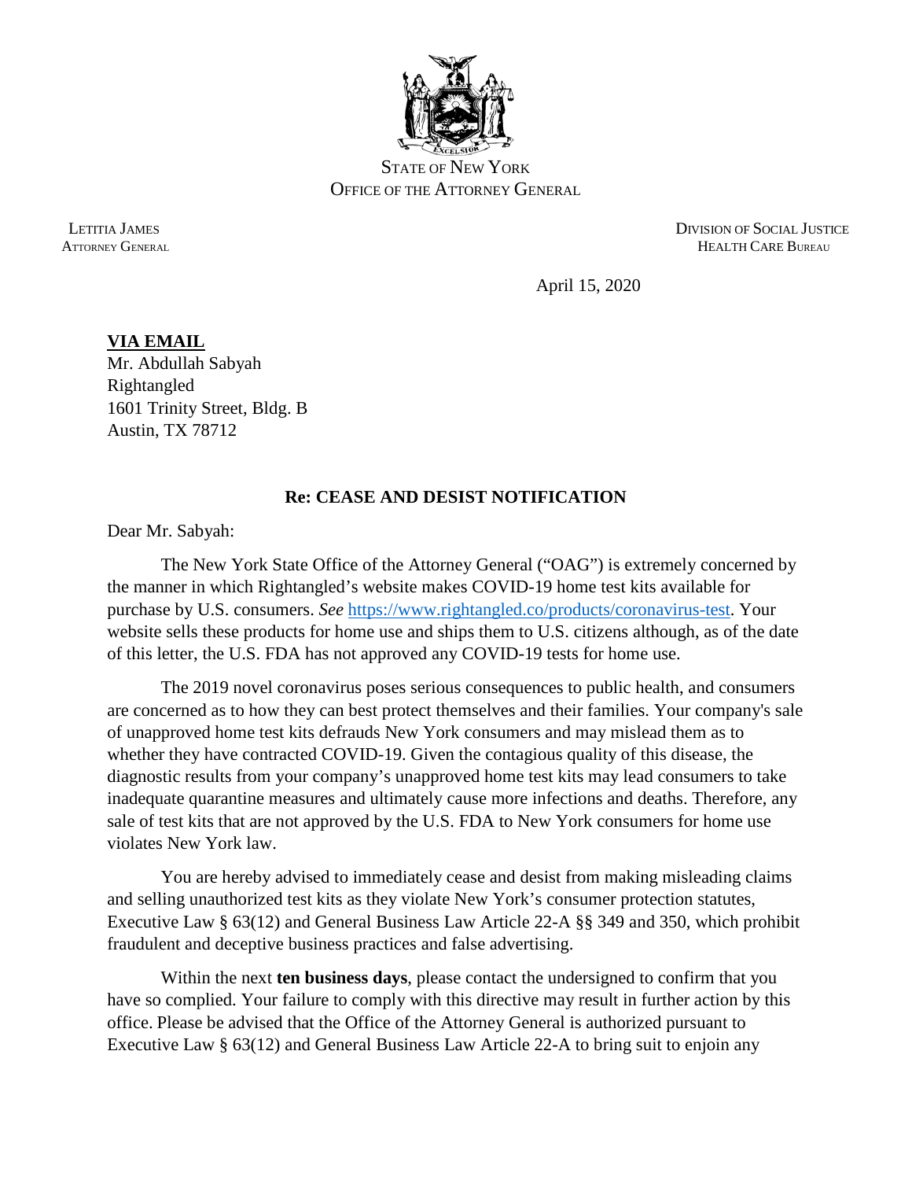STATE OF NEW YORK
OFFICE OF THE ATTORNEY GENERAL

LETITIA JAMES
ATTORNEY GENERAL

DIVISION OF SOCIAL JUSTICE
HEALTH CARE BUREAU

April 15, 2020

**VIA EMAIL**
Mr. Abdullah Sabyah
Rightangled
1601 Trinity Street, Bldg. B
Austin, TX 78712

**Re: CEASE AND DESIST NOTIFICATION**

Dear Mr. Sabyah:

The New York State Office of the Attorney General ("OAG") is extremely concerned by the manner in which Rightangled's website makes COVID-19 home test kits available for purchase by U.S. consumers. *See* https://www.rightangled.co/products/coronavirus-test. Your website sells these products for home use and ships them to U.S. citizens although, as of the date of this letter, the U.S. FDA has not approved any COVID-19 tests for home use.

The 2019 novel coronavirus poses serious consequences to public health, and consumers are concerned as to how they can best protect themselves and their families. Your company's sale of unapproved home test kits defrauds New York consumers and may mislead them as to whether they have contracted COVID-19. Given the contagious quality of this disease, the diagnostic results from your company's unapproved home test kits may lead consumers to take inadequate quarantine measures and ultimately cause more infections and deaths. Therefore, any sale of test kits that are not approved by the U.S. FDA to New York consumers for home use violates New York law.

You are hereby advised to immediately cease and desist from making misleading claims and selling unauthorized test kits as they violate New York's consumer protection statutes, Executive Law § 63(12) and General Business Law Article 22-A §§ 349 and 350, which prohibit fraudulent and deceptive business practices and false advertising.

Within the next **ten business days**, please contact the undersigned to confirm that you have so complied. Your failure to comply with this directive may result in further action by this office. Please be advised that the Office of the Attorney General is authorized pursuant to Executive Law § 63(12) and General Business Law Article 22-A to bring suit to enjoin any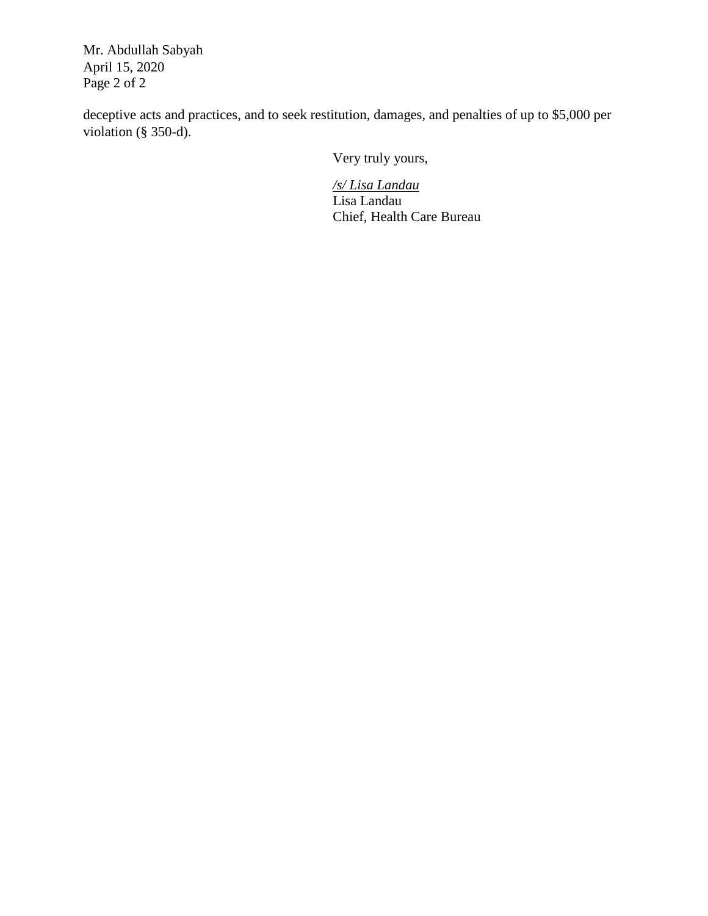deceptive acts and practices, and to seek restitution, damages, and penalties of up to $5,000 per violation (§ 350-d).

Very truly yours,

*/s/ Lisa Landau*
Lisa Landau
Chief, Health Care Bureau